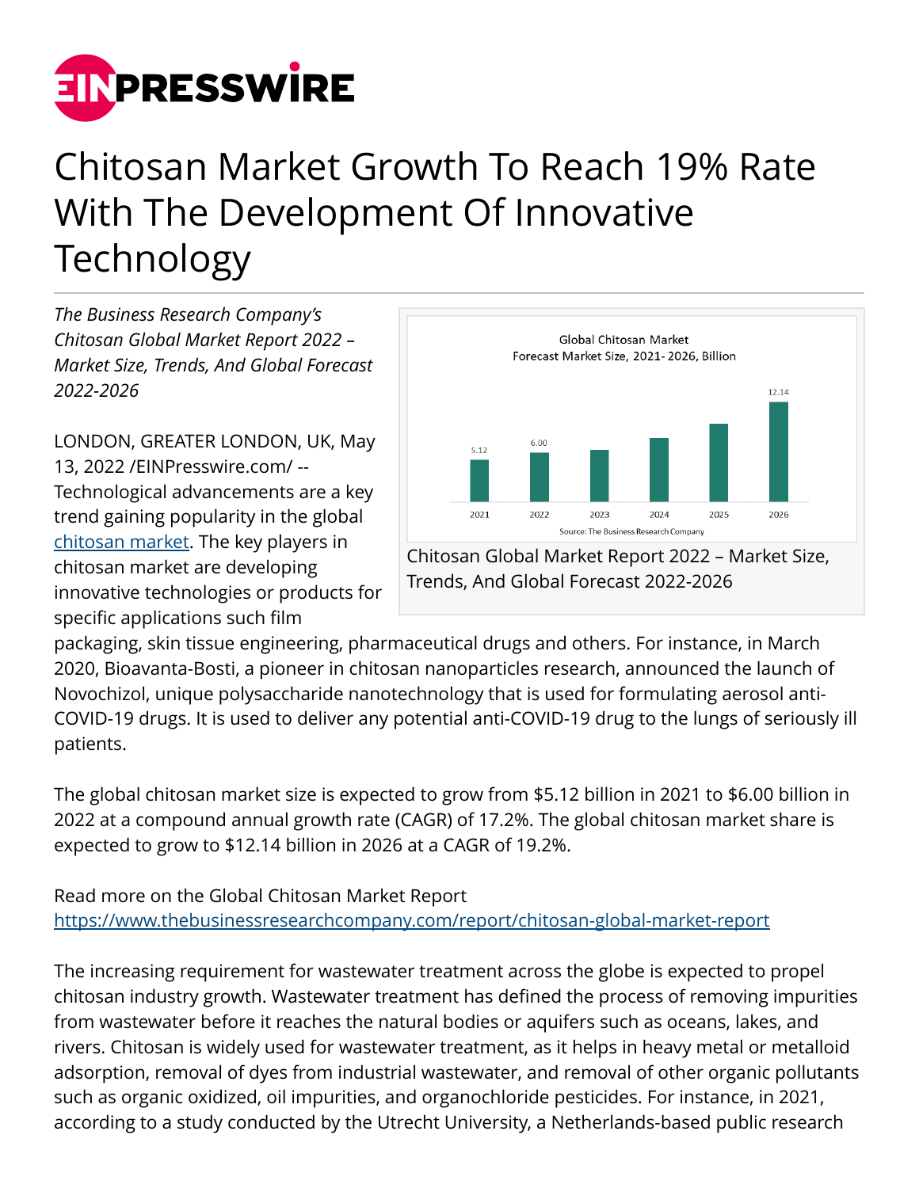# Chitosan Market Growth To Reach 19% Rate With The Development Of Innovative Technology

*The Business Research Company's Chitosan Global Market Report 2022 – Market Size, Trends, And Global Forecast 2022-2026*

Global Chitosan Market
Forecast Market Size, 2021- 2026, Billion

| Year | Market Size (Billion) |
|---|---|
| 2021 | 5.12 |
| 2022 | 6.00 |
| 2023 | |
| 2024 | |
| 2025 | |
| 2026 | 12.14 |

Source: The Business Research Company

Chitosan Global Market Report 2022 – Market Size, Trends, And Global Forecast 2022-2026

LONDON, GREATER LONDON, UK, May 13, 2022 /EINPresswire.com/ -- Technological advancements are a key trend gaining popularity in the global [chitosan market](https://www.thebusinessresearchcompany.com/report/chitosan-global-market-report). The key players in chitosan market are developing innovative technologies or products for specific applications such film packaging, skin tissue engineering, pharmaceutical drugs and others. For instance, in March 2020, Bioavanta-Bosti, a pioneer in chitosan nanoparticles research, announced the launch of Novochizol, unique polysaccharide nanotechnology that is used for formulating aerosol anti-COVID-19 drugs. It is used to deliver any potential anti-COVID-19 drug to the lungs of seriously ill patients.

The global chitosan market size is expected to grow from $5.12 billion in 2021 to $6.00 billion in 2022 at a compound annual growth rate (CAGR) of 17.2%. The global chitosan market share is expected to grow to $12.14 billion in 2026 at a CAGR of 19.2%.

Read more on the Global Chitosan Market Report
https://www.thebusinessresearchcompany.com/report/chitosan-global-market-report

The increasing requirement for wastewater treatment across the globe is expected to propel chitosan industry growth. Wastewater treatment has defined the process of removing impurities from wastewater before it reaches the natural bodies or aquifers such as oceans, lakes, and rivers. Chitosan is widely used for wastewater treatment, as it helps in heavy metal or metalloid adsorption, removal of dyes from industrial wastewater, and removal of other organic pollutants such as organic oxidized, oil impurities, and organochloride pesticides. For instance, in 2021, according to a study conducted by the Utrecht University, a Netherlands-based public research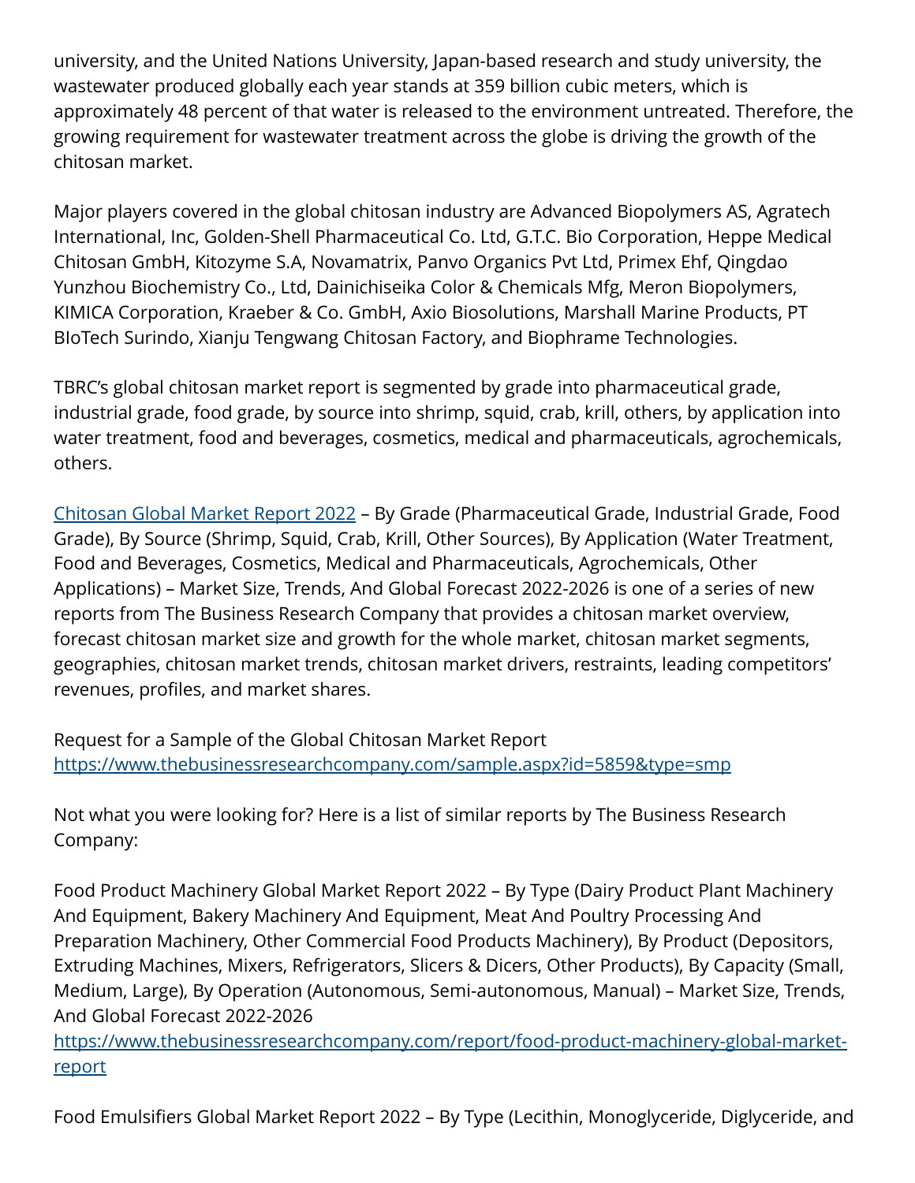university, and the United Nations University, Japan-based research and study university, the wastewater produced globally each year stands at 359 billion cubic meters, which is approximately 48 percent of that water is released to the environment untreated. Therefore, the growing requirement for wastewater treatment across the globe is driving the growth of the chitosan market.

Major players covered in the global chitosan industry are Advanced Biopolymers AS, Agratech International, Inc, Golden-Shell Pharmaceutical Co. Ltd, G.T.C. Bio Corporation, Heppe Medical Chitosan GmbH, Kitozyme S.A, Novamatrix, Panvo Organics Pvt Ltd, Primex Ehf, Qingdao Yunzhou Biochemistry Co., Ltd, Dainichiseika Color & Chemicals Mfg, Meron Biopolymers, KIMICA Corporation, Kraeber & Co. GmbH, Axio Biosolutions, Marshall Marine Products, PT BIoTech Surindo, Xianju Tengwang Chitosan Factory, and Biophrame Technologies.

TBRC's global chitosan market report is segmented by grade into pharmaceutical grade, industrial grade, food grade, by source into shrimp, squid, crab, krill, others, by application into water treatment, food and beverages, cosmetics, medical and pharmaceuticals, agrochemicals, others.

[Chitosan Global Market Report 2022](https://www.thebusinessresearchcompany.com) – By Grade (Pharmaceutical Grade, Industrial Grade, Food Grade), By Source (Shrimp, Squid, Crab, Krill, Other Sources), By Application (Water Treatment, Food and Beverages, Cosmetics, Medical and Pharmaceuticals, Agrochemicals, Other Applications) – Market Size, Trends, And Global Forecast 2022-2026 is one of a series of new reports from The Business Research Company that provides a chitosan market overview, forecast chitosan market size and growth for the whole market, chitosan market segments, geographies, chitosan market trends, chitosan market drivers, restraints, leading competitors' revenues, profiles, and market shares.

Request for a Sample of the Global Chitosan Market Report
https://www.thebusinessresearchcompany.com/sample.aspx?id=5859&type=smp

Not what you were looking for? Here is a list of similar reports by The Business Research Company:

Food Product Machinery Global Market Report 2022 – By Type (Dairy Product Plant Machinery And Equipment, Bakery Machinery And Equipment, Meat And Poultry Processing And Preparation Machinery, Other Commercial Food Products Machinery), By Product (Depositors, Extruding Machines, Mixers, Refrigerators, Slicers & Dicers, Other Products), By Capacity (Small, Medium, Large), By Operation (Autonomous, Semi-autonomous, Manual) – Market Size, Trends, And Global Forecast 2022-2026
https://www.thebusinessresearchcompany.com/report/food-product-machinery-global-market-report

Food Emulsifiers Global Market Report 2022 – By Type (Lecithin, Monoglyceride, Diglyceride, and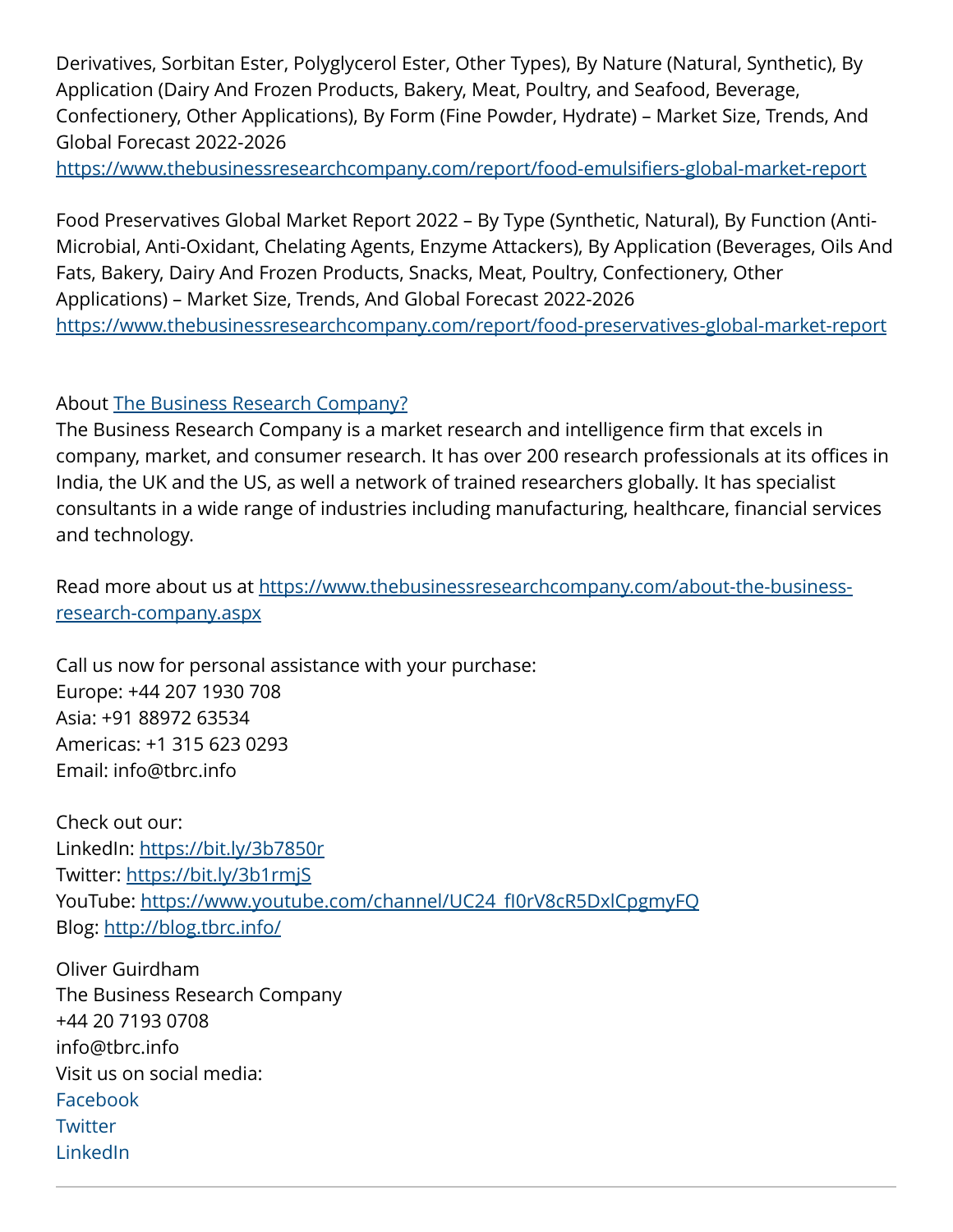Derivatives, Sorbitan Ester, Polyglycerol Ester, Other Types), By Nature (Natural, Synthetic), By Application (Dairy And Frozen Products, Bakery, Meat, Poultry, and Seafood, Beverage, Confectionery, Other Applications), By Form (Fine Powder, Hydrate) – Market Size, Trends, And Global Forecast 2022-2026
https://www.thebusinessresearchcompany.com/report/food-emulsifiers-global-market-report

Food Preservatives Global Market Report 2022 – By Type (Synthetic, Natural), By Function (Anti-Microbial, Anti-Oxidant, Chelating Agents, Enzyme Attackers), By Application (Beverages, Oils And Fats, Bakery, Dairy And Frozen Products, Snacks, Meat, Poultry, Confectionery, Other Applications) – Market Size, Trends, And Global Forecast 2022-2026
https://www.thebusinessresearchcompany.com/report/food-preservatives-global-market-report

About The Business Research Company?
The Business Research Company is a market research and intelligence firm that excels in company, market, and consumer research. It has over 200 research professionals at its offices in India, the UK and the US, as well a network of trained researchers globally. It has specialist consultants in a wide range of industries including manufacturing, healthcare, financial services and technology.

Read more about us at https://www.thebusinessresearchcompany.com/about-the-business-research-company.aspx

Call us now for personal assistance with your purchase:
Europe: +44 207 1930 708
Asia: +91 88972 63534
Americas: +1 315 623 0293
Email: info@tbrc.info

Check out our:
LinkedIn: https://bit.ly/3b7850r
Twitter: https://bit.ly/3b1rmjS
YouTube: https://www.youtube.com/channel/UC24_fI0rV8cR5DxlCpgmyFQ
Blog: http://blog.tbrc.info/

Oliver Guirdham
The Business Research Company
+44 20 7193 0708
info@tbrc.info
Visit us on social media:
Facebook
Twitter
LinkedIn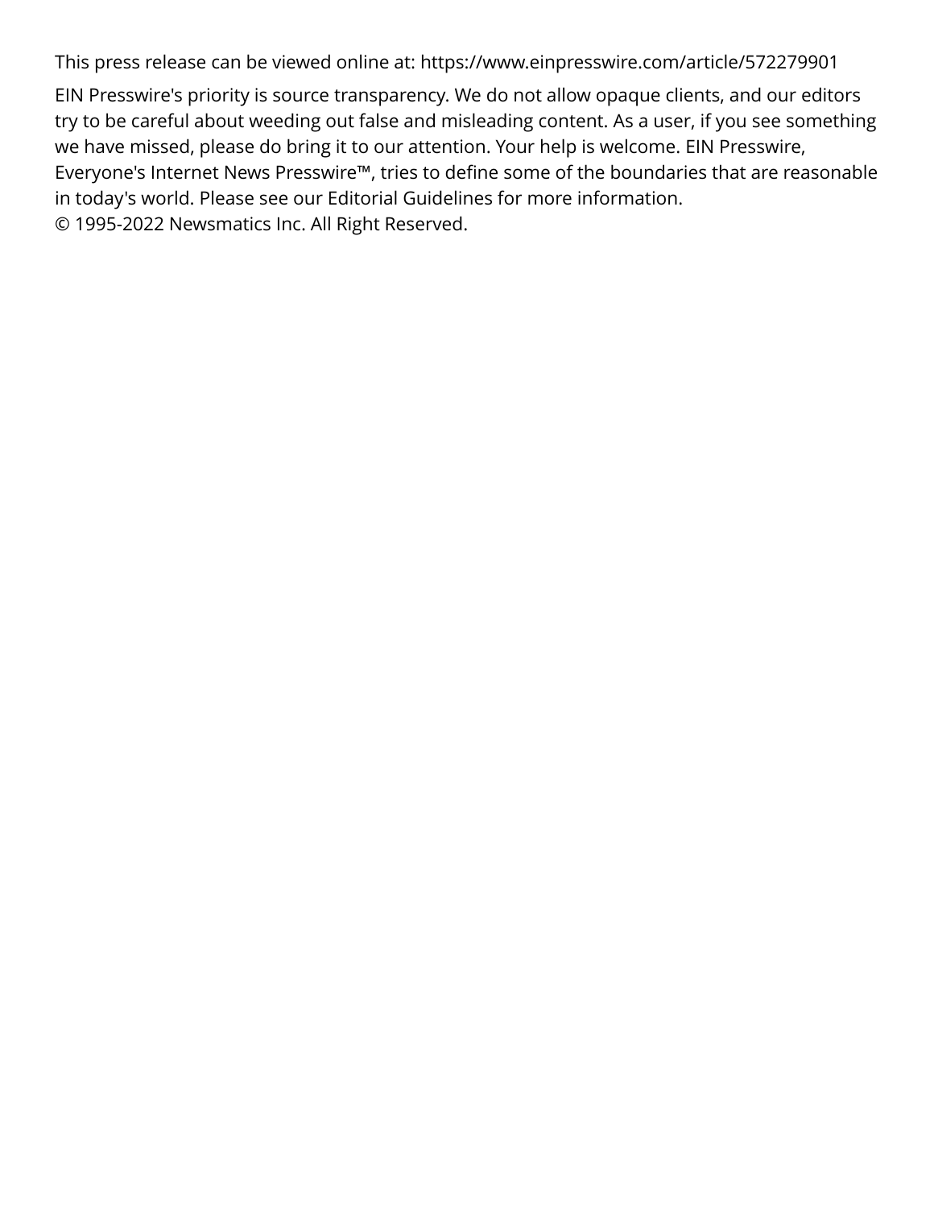This press release can be viewed online at: https://www.einpresswire.com/article/572279901

EIN Presswire's priority is source transparency. We do not allow opaque clients, and our editors try to be careful about weeding out false and misleading content. As a user, if you see something we have missed, please do bring it to our attention. Your help is welcome. EIN Presswire, Everyone's Internet News Presswire™, tries to define some of the boundaries that are reasonable in today's world. Please see our Editorial Guidelines for more information.
© 1995-2022 Newsmatics Inc. All Right Reserved.